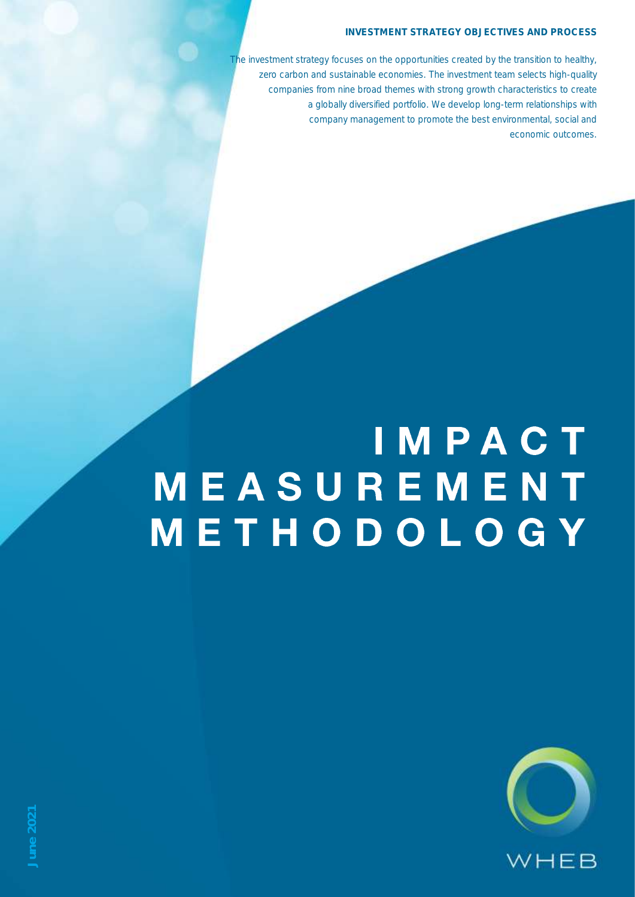**INVESTMENT STRATEGY OBJECTIVES AND PROCESS**

The investment strategy focuses on the opportunities created by the transition to healthy, zero carbon and sustainable economies. The investment team selects high-quality companies from nine broad themes with strong growth characteristics to create a globally diversified portfolio. We develop long-term relationships with company management to promote the best environmental, social and economic outcomes.

# IMPACT MEASUREMENT METHODOLOGY

June 2021

WHEB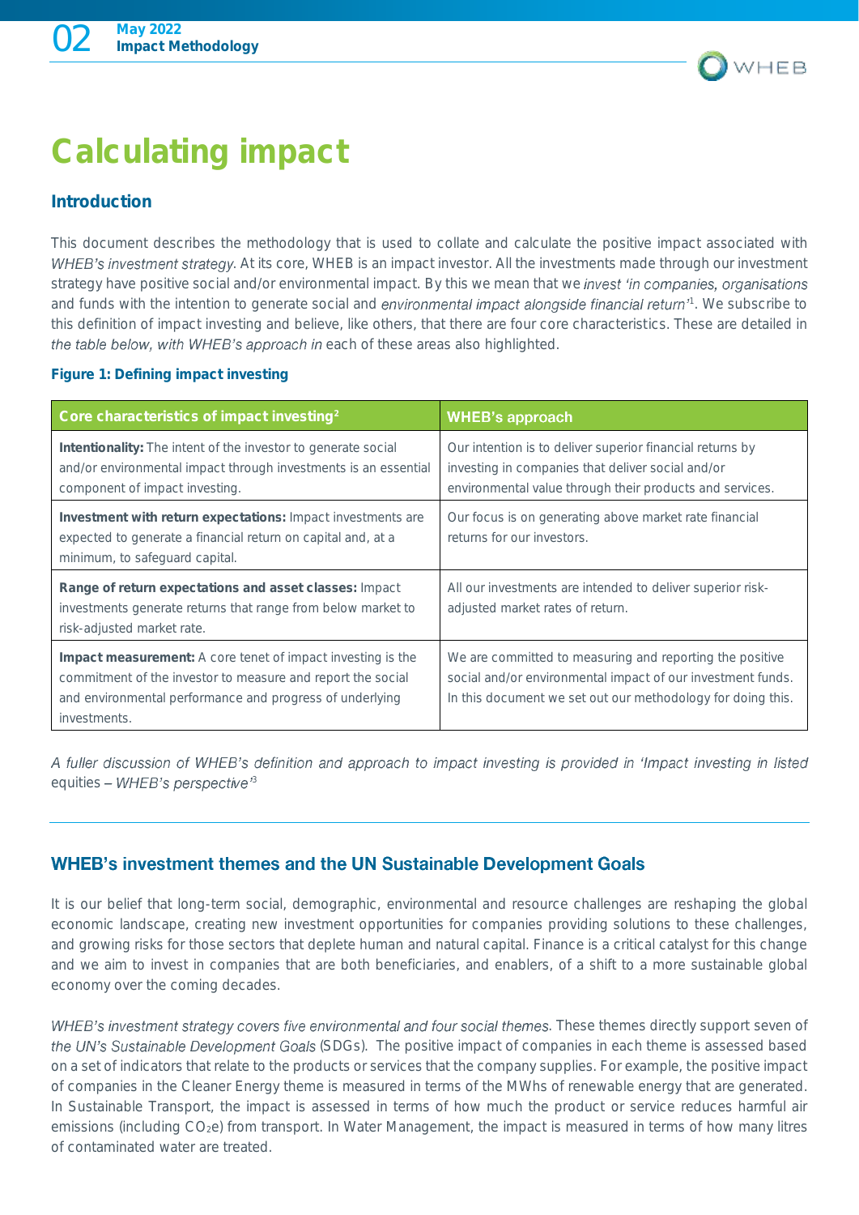# Calculating impact

## Introduction

This document describes the methodology that is used to collate and calculate the positive impact associated with WHEB's investment strategy. At its core, WHEB is an impact investor. All the investments made through our investment strategy have positive social and/or environmental impact. By this we mean that we invest 'in companies, organisations and funds with the intention to generate social and environmental impact alongside financial return'[1]. We subscribe to this definition of impact investing and believe, like others, that there are four core characteristics. These are detailed in the table below, with WHEB's approach in each of these areas also highlighted.

**Figure 1: Defining impact investing**

| Core characteristics of impact investing[2] | WHEB's approach |
|---|---|
| **Intentionality:** The intent of the investor to generate social and/or environmental impact through investments is an essential component of impact investing. | Our intention is to deliver superior financial returns by investing in companies that deliver social and/or environmental value through their products and services. |
| **Investment with return expectations:** Impact investments are expected to generate a financial return on capital and, at a minimum, to safeguard capital. | Our focus is on generating above market rate financial returns for our investors. |
| **Range of return expectations and asset classes:** Impact investments generate returns that range from below market to risk-adjusted market rate. | All our investments are intended to deliver superior risk-adjusted market rates of return. |
| **Impact measurement:** A core tenet of impact investing is the commitment of the investor to measure and report the social and environmental performance and progress of underlying investments. | We are committed to measuring and reporting the positive social and/or environmental impact of our investment funds. In this document we set out our methodology for doing this. |

*A fuller discussion of WHEB's definition and approach to impact investing is provided in 'Impact investing in listed equities – WHEB's perspective'*[3]

## WHEB's investment themes and the UN Sustainable Development Goals

It is our belief that long-term social, demographic, environmental and resource challenges are reshaping the global economic landscape, creating new investment opportunities for companies providing solutions to these challenges, and growing risks for those sectors that deplete human and natural capital. Finance is a critical catalyst for this change and we aim to invest in companies that are both beneficiaries, and enablers, of a shift to a more sustainable global economy over the coming decades.

WHEB's investment strategy covers five environmental and four social themes. These themes directly support seven of the UN's Sustainable Development Goals (SDGs). The positive impact of companies in each theme is assessed based on a set of indicators that relate to the products or services that the company supplies. For example, the positive impact of companies in the Cleaner Energy theme is measured in terms of the MWhs of renewable energy that are generated. In Sustainable Transport, the impact is assessed in terms of how much the product or service reduces harmful air emissions (including $CO_2e$) from transport. In Water Management, the impact is measured in terms of how many litres of contaminated water are treated.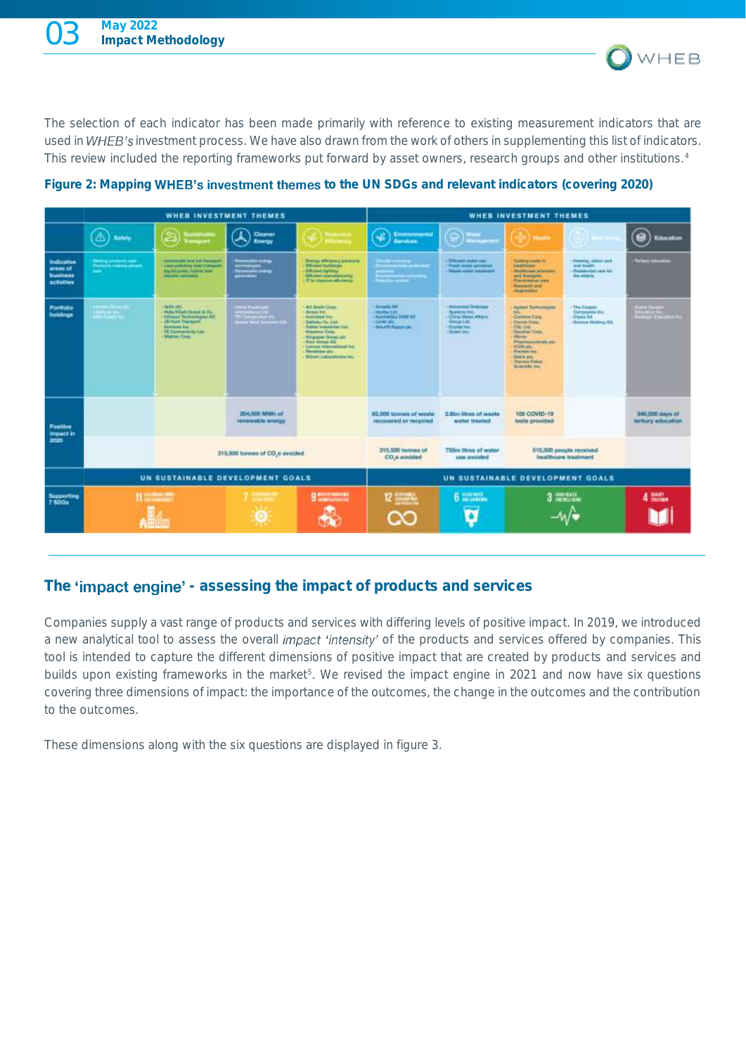The selection of each indicator has been made primarily with reference to existing measurement indicators that are used in *WHEB's* investment process. We have also drawn from the work of others in supplementing this list of indicators. This review included the reporting frameworks put forward by asset owners, research groups and other institutions.[4]

**Figure 2: Mapping WHEB's investment themes to the UN SDGs and relevant indicators (covering 2020)**

## The 'impact engine' - assessing the impact of products and services

Companies supply a vast range of products and services with differing levels of positive impact. In 2019, we introduced a new analytical tool to assess the overall *impact 'intensity'* of the products and services offered by companies. This tool is intended to capture the different dimensions of positive impact that are created by products and services and builds upon existing frameworks in the market[5]. We revised the impact engine in 2021 and now have six questions covering three dimensions of impact: the importance of the outcomes, the change in the outcomes and the contribution to the outcomes.

These dimensions along with the six questions are displayed in figure 3.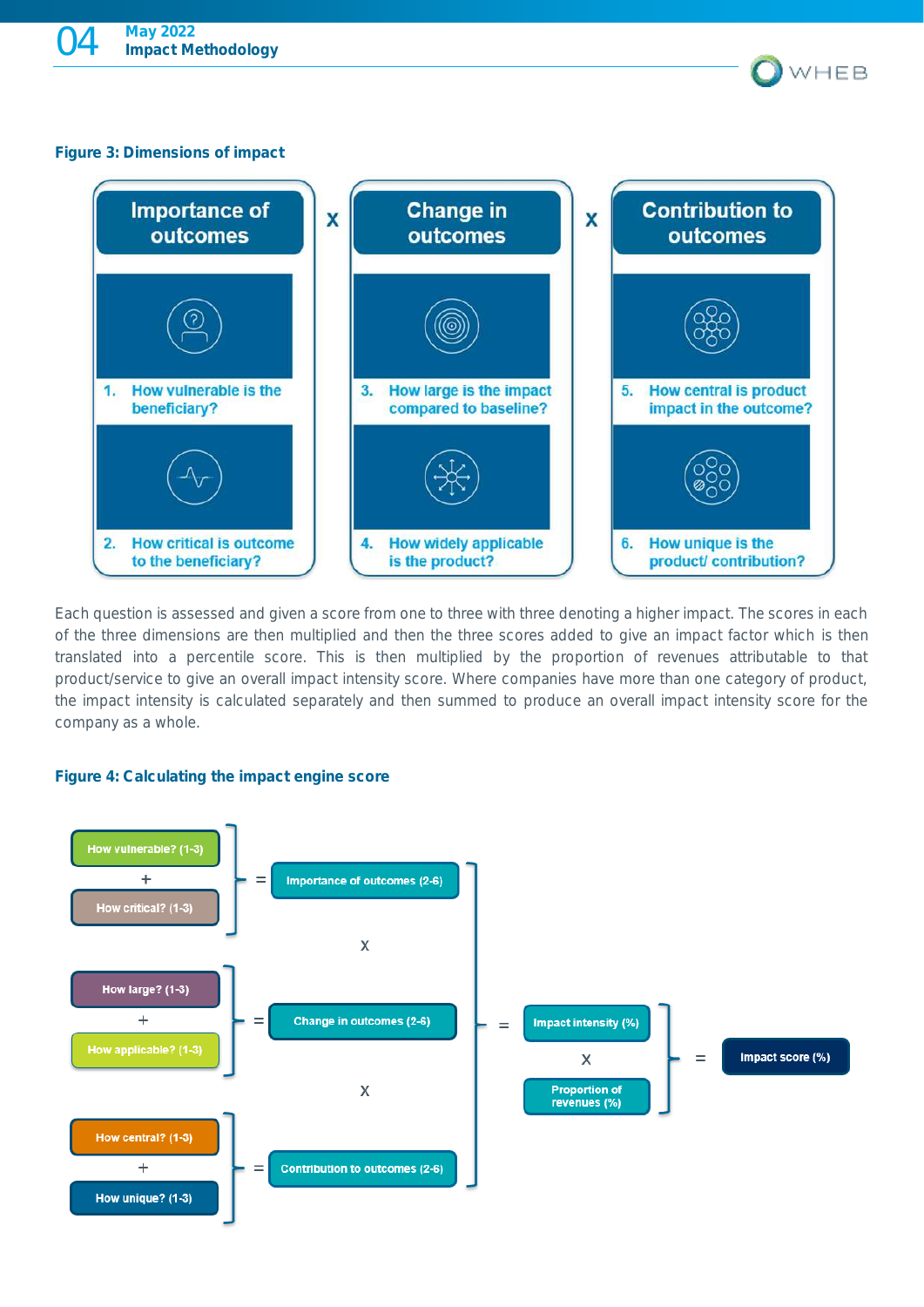### Figure 3: Dimensions of impact

| Importance of outcomes | | Change in outcomes | | Contribution to outcomes |
|---|---|---|---|---|
| 1. How vulnerable is the beneficiary? | x | 3. How large is the impact compared to baseline? | x | 5. How central is product impact in the outcome? |
| 2. How critical is outcome to the beneficiary? | | 4. How widely applicable is the product? | | 6. How unique is the product/ contribution? |

Each question is assessed and given a score from one to three with three denoting a higher impact. The scores in each of the three dimensions are then multiplied and then the three scores added to give an impact factor which is then translated into a percentile score. This is then multiplied by the proportion of revenues attributable to that product/service to give an overall impact intensity score. Where companies have more than one category of product, the impact intensity is calculated separately and then summed to produce an overall impact intensity score for the company as a whole.

### Figure 4: Calculating the impact engine score

- How vulnerable? (1-3) + How critical? (1-3) = Importance of outcomes (2-6)
- x
- How large? (1-3) + How applicable? (1-3) = Change in outcomes (2-6)
- x
- How central? (1-3) + How unique? (1-3) = Contribution to outcomes (2-6)

= Impact intensity (%) x Proportion of revenues (%) = Impact score (%)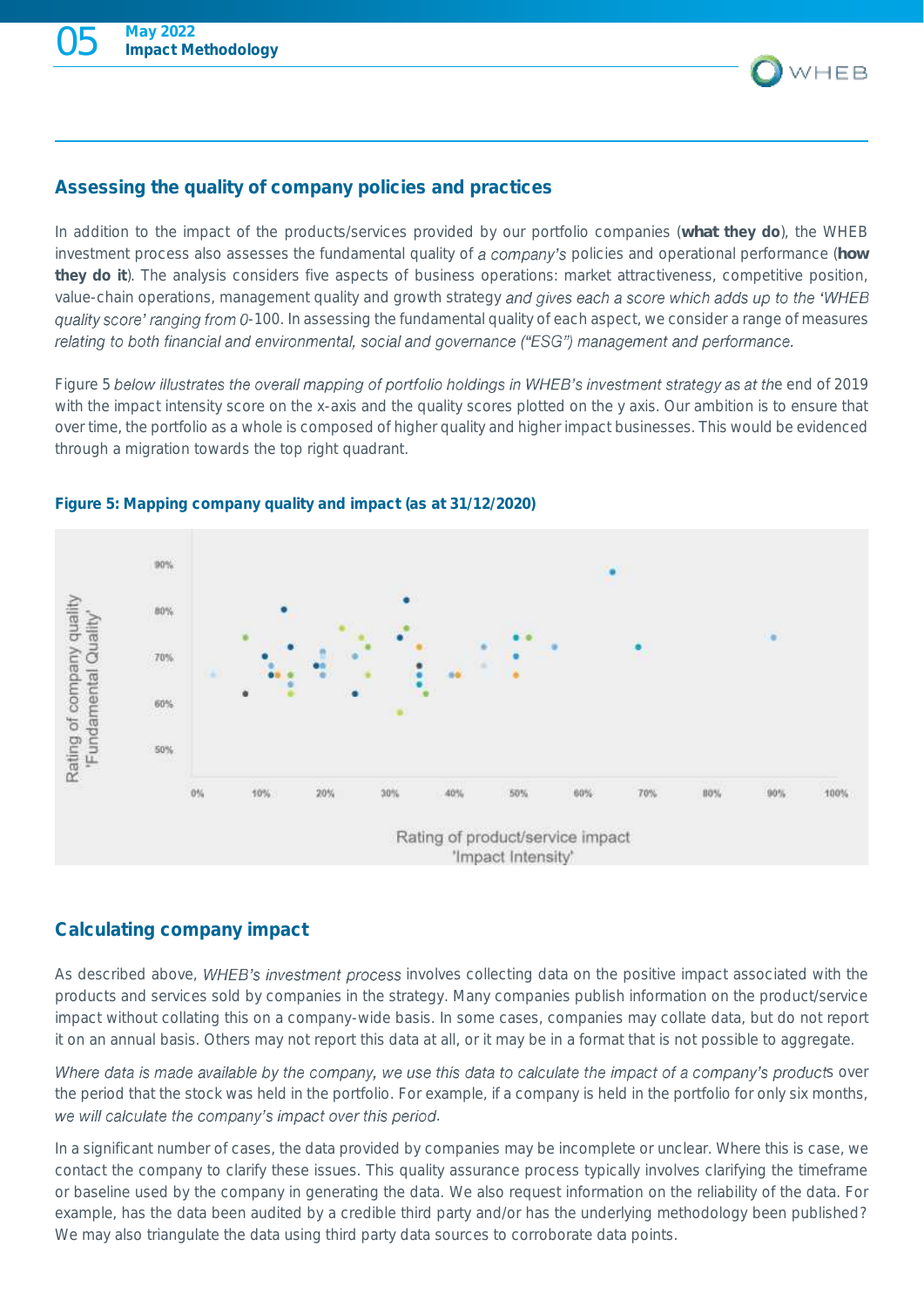## Assessing the quality of company policies and practices

In addition to the impact of the products/services provided by our portfolio companies (**what they do**), the WHEB investment process also assesses the fundamental quality of a company's policies and operational performance (**how they do it**). The analysis considers five aspects of business operations: market attractiveness, competitive position, value-chain operations, management quality and growth strategy and gives each a score which adds up to the 'WHEB quality score' ranging from 0-100. In assessing the fundamental quality of each aspect, we consider a range of measures relating to both financial and environmental, social and governance ("ESG") management and performance.

Figure 5 below illustrates the overall mapping of portfolio holdings in WHEB's investment strategy as at the end of 2019 with the impact intensity score on the x-axis and the quality scores plotted on the y axis. Our ambition is to ensure that over time, the portfolio as a whole is composed of higher quality and higher impact businesses. This would be evidenced through a migration towards the top right quadrant.

**Figure 5: Mapping company quality and impact (as at 31/12/2020)**

## Calculating company impact

As described above, WHEB's investment process involves collecting data on the positive impact associated with the products and services sold by companies in the strategy. Many companies publish information on the product/service impact without collating this on a company-wide basis. In some cases, companies may collate data, but do not report it on an annual basis. Others may not report this data at all, or it may be in a format that is not possible to aggregate.

Where data is made available by the company, we use this data to calculate the impact of a company's products over the period that the stock was held in the portfolio. For example, if a company is held in the portfolio for only six months, we will calculate the company's impact over this period.

In a significant number of cases, the data provided by companies may be incomplete or unclear. Where this is case, we contact the company to clarify these issues. This quality assurance process typically involves clarifying the timeframe or baseline used by the company in generating the data. We also request information on the reliability of the data. For example, has the data been audited by a credible third party and/or has the underlying methodology been published? We may also triangulate the data using third party data sources to corroborate data points.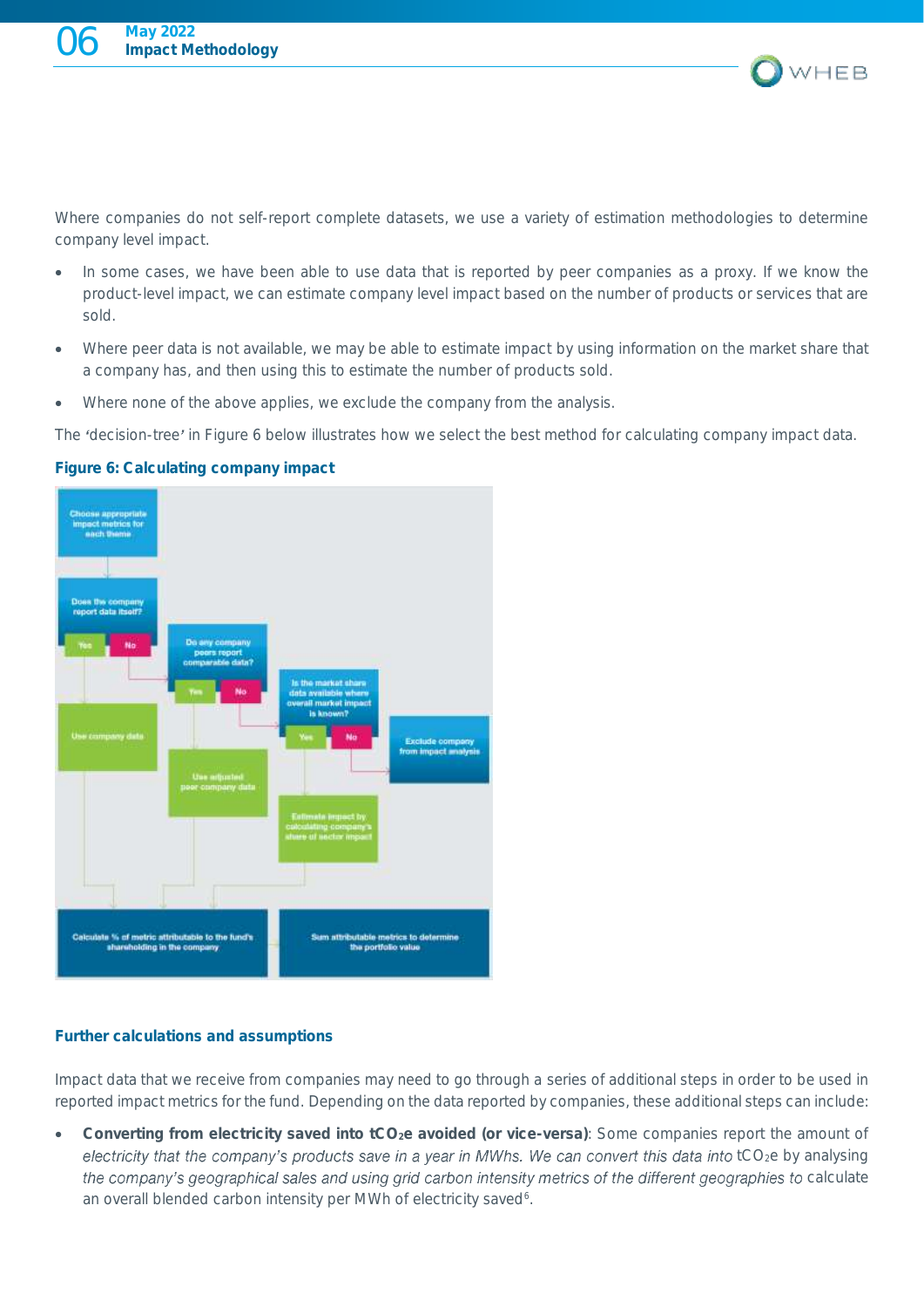Where companies do not self-report complete datasets, we use a variety of estimation methodologies to determine company level impact.

- In some cases, we have been able to use data that is reported by peer companies as a proxy. If we know the product-level impact, we can estimate company level impact based on the number of products or services that are sold.
- Where peer data is not available, we may be able to estimate impact by using information on the market share that a company has, and then using this to estimate the number of products sold.
- Where none of the above applies, we exclude the company from the analysis.

The 'decision-tree' in Figure 6 below illustrates how we select the best method for calculating company impact data.

**Figure 6: Calculating company impact**

Choose appropriate impact metrics for each theme

Does the company report data itself?

Yes | No

Do any company peers report comparable data?

Yes | No

Is the market share data available where overall market impact is known?

Yes | No

Exclude company from impact analysis

Use company data

Use adjusted peer company data

Estimate impact by calculating company's share of sector impact

Calculate % of metric attributable to the fund's shareholding in the company

Sum attributable metrics to determine the portfolio value

## Further calculations and assumptions

Impact data that we receive from companies may need to go through a series of additional steps in order to be used in reported impact metrics for the fund. Depending on the data reported by companies, these additional steps can include:

- **Converting from electricity saved into $tCO_2e$ avoided (or vice-versa)**: Some companies report the amount of *electricity that the company's products save in a year in MWhs. We can convert this data into* $tCO_2e$ by analysing *the company's geographical sales and using grid carbon intensity metrics of the different geographies to* calculate an overall blended carbon intensity per MWh of electricity saved[6].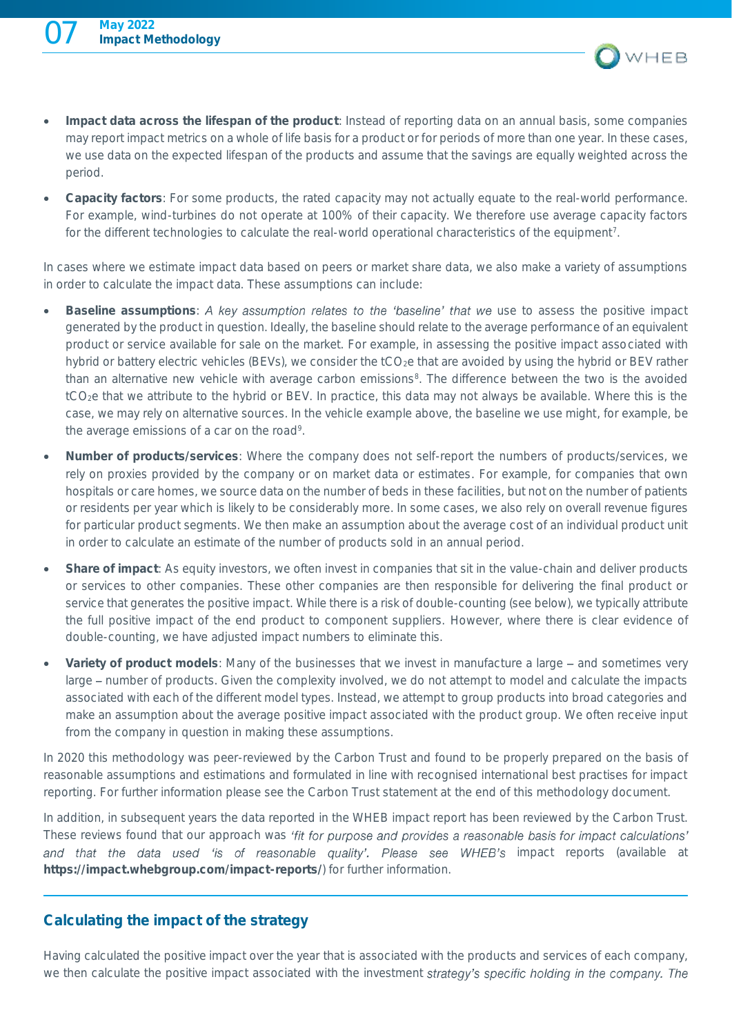- **Impact data across the lifespan of the product**: Instead of reporting data on an annual basis, some companies may report impact metrics on a whole of life basis for a product or for periods of more than one year. In these cases, we use data on the expected lifespan of the products and assume that the savings are equally weighted across the period.
- **Capacity factors**: For some products, the rated capacity may not actually equate to the real-world performance. For example, wind-turbines do not operate at 100% of their capacity. We therefore use average capacity factors for the different technologies to calculate the real-world operational characteristics of the equipment[7].

In cases where we estimate impact data based on peers or market share data, we also make a variety of assumptions in order to calculate the impact data. These assumptions can include:

- **Baseline assumptions**: A key assumption relates to the 'baseline' that we use to assess the positive impact generated by the product in question. Ideally, the baseline should relate to the average performance of an equivalent product or service available for sale on the market. For example, in assessing the positive impact associated with hybrid or battery electric vehicles (BEVs), we consider the $tCO_2e$ that are avoided by using the hybrid or BEV rather than an alternative new vehicle with average carbon emissions[8]. The difference between the two is the avoided $tCO_2e$ that we attribute to the hybrid or BEV. In practice, this data may not always be available. Where this is the case, we may rely on alternative sources. In the vehicle example above, the baseline we use might, for example, be the average emissions of a car on the road[9].
- **Number of products/services**: Where the company does not self-report the numbers of products/services, we rely on proxies provided by the company or on market data or estimates. For example, for companies that own hospitals or care homes, we source data on the number of beds in these facilities, but not on the number of patients or residents per year which is likely to be considerably more. In some cases, we also rely on overall revenue figures for particular product segments. We then make an assumption about the average cost of an individual product unit in order to calculate an estimate of the number of products sold in an annual period.
- **Share of impact**: As equity investors, we often invest in companies that sit in the value-chain and deliver products or services to other companies. These other companies are then responsible for delivering the final product or service that generates the positive impact. While there is a risk of double-counting (see below), we typically attribute the full positive impact of the end product to component suppliers. However, where there is clear evidence of double-counting, we have adjusted impact numbers to eliminate this.
- **Variety of product models**: Many of the businesses that we invest in manufacture a large – and sometimes very large – number of products. Given the complexity involved, we do not attempt to model and calculate the impacts associated with each of the different model types. Instead, we attempt to group products into broad categories and make an assumption about the average positive impact associated with the product group. We often receive input from the company in question in making these assumptions.

In 2020 this methodology was peer-reviewed by the Carbon Trust and found to be properly prepared on the basis of reasonable assumptions and estimations and formulated in line with recognised international best practises for impact reporting. For further information please see the Carbon Trust statement at the end of this methodology document.

In addition, in subsequent years the data reported in the WHEB impact report has been reviewed by the Carbon Trust. These reviews found that our approach was *'fit for purpose and provides a reasonable basis for impact calculations'* and that the data used *'is of reasonable quality'*. Please see WHEB's impact reports (available at **https://impact.whebgroup.com/impact-reports/**) for further information.

## Calculating the impact of the strategy

Having calculated the positive impact over the year that is associated with the products and services of each company, we then calculate the positive impact associated with the investment strategy's specific holding in the company. The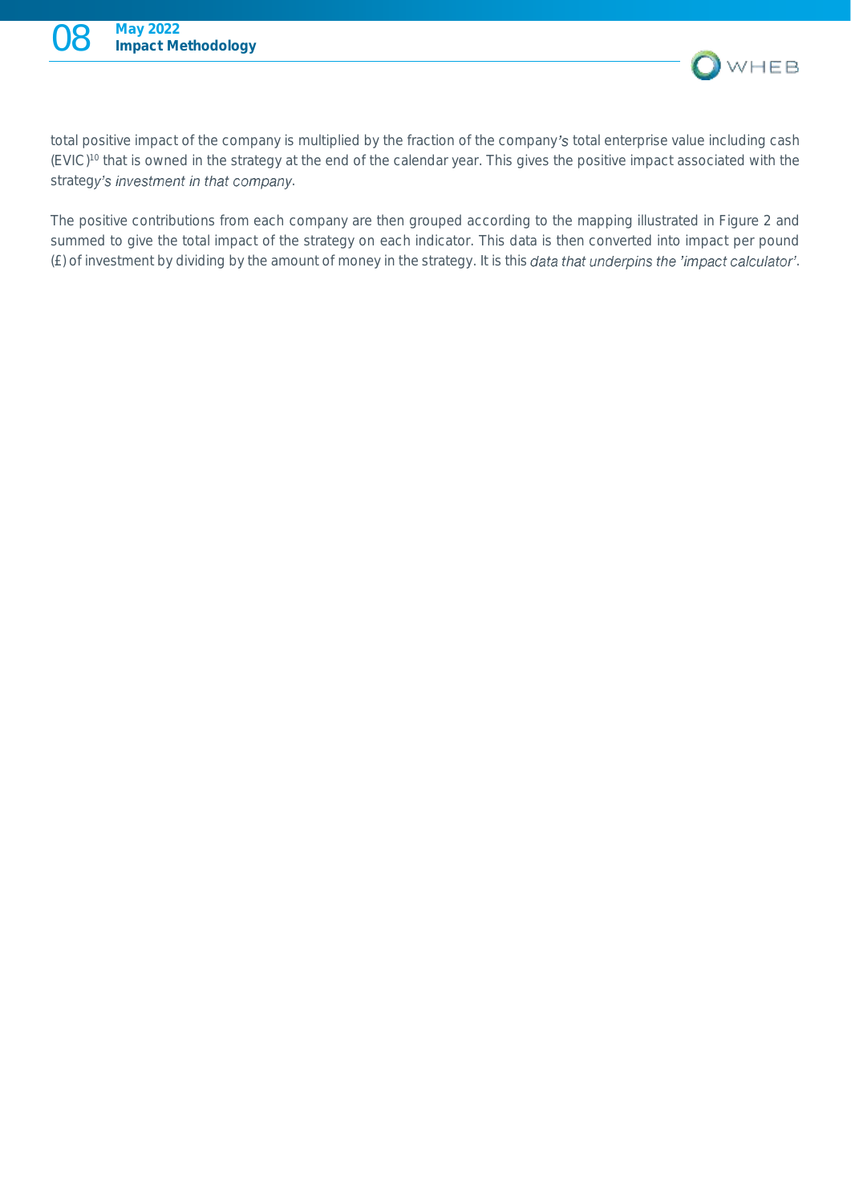total positive impact of the company is multiplied by the fraction of the company's total enterprise value including cash (EVIC)[10] that is owned in the strategy at the end of the calendar year. This gives the positive impact associated with the strategy's investment in that company.

The positive contributions from each company are then grouped according to the mapping illustrated in Figure 2 and summed to give the total impact of the strategy on each indicator. This data is then converted into impact per pound (£) of investment by dividing by the amount of money in the strategy. It is this data that underpins the 'impact calculator'.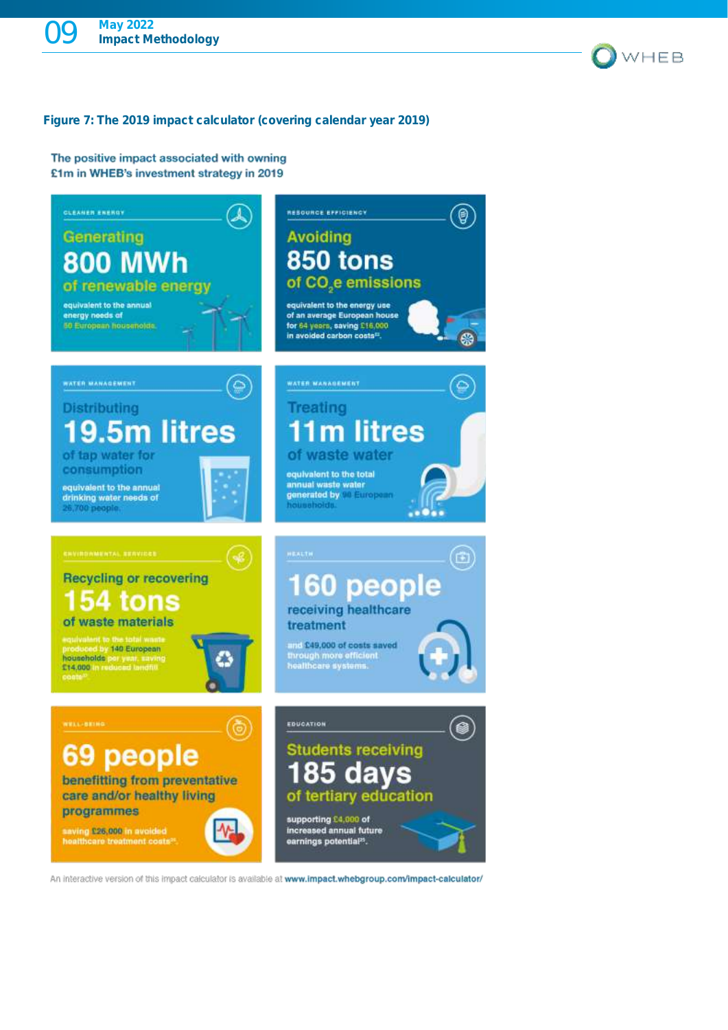**Figure 7: The 2019 impact calculator (covering calendar year 2019)**

The positive impact associated with owning £1m in WHEB's investment strategy in 2019

**CLEANER ENERGY**

Generating **800 MWh** of renewable energy

equivalent to the annual energy needs of 58 European households.

**RESOURCE EFFICIENCY**

Avoiding **850 tons** of $CO_2$e emissions

equivalent to the energy use of an average European house for 64 years, saving £16,000 in avoided carbon costs[22].

**WATER MANAGEMENT**

Distributing **19.5m litres** of tap water for consumption

equivalent to the annual drinking water needs of 26,700 people.

**WATER MANAGEMENT**

Treating **11m litres** of waste water

equivalent to the total annual waste water generated by 98 European households.

**ENVIRONMENTAL SERVICES**

Recycling or recovering **154 tons** of waste materials

equivalent to the total waste produced by 140 European households per year, saving £14,000 in reduced landfill costs[23].

**HEALTH**

**160 people** receiving healthcare treatment

and £49,000 of costs saved through more efficient healthcare systems.

**WELL-BEING**

**69 people** benefitting from preventative care and/or healthy living programmes

saving £26,000 in avoided healthcare treatment costs[24].

**EDUCATION**

Students receiving **185 days** of tertiary education

supporting £4,000 of increased annual future earnings potential[25].

An interactive version of this impact calculator is available at **www.impact.whebgroup.com/impact-calculator/**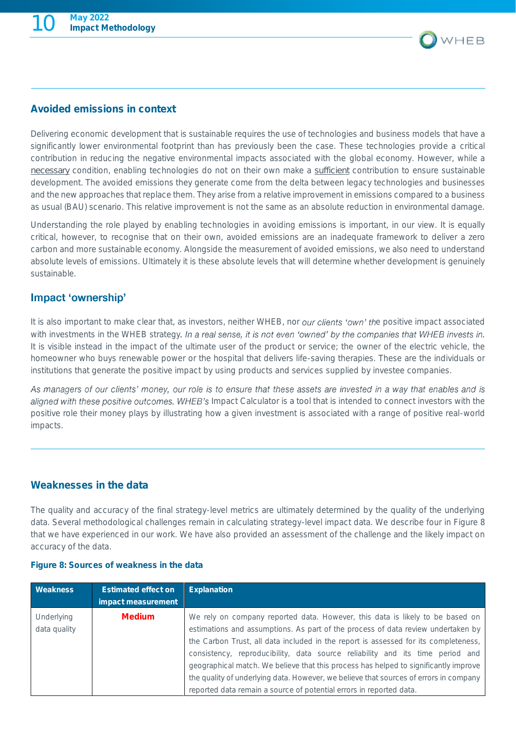## Avoided emissions in context

Delivering economic development that is sustainable requires the use of technologies and business models that have a significantly lower environmental footprint than has previously been the case. These technologies provide a critical contribution in reducing the negative environmental impacts associated with the global economy. However, while a necessary condition, enabling technologies do not on their own make a sufficient contribution to ensure sustainable development. The avoided emissions they generate come from the delta between legacy technologies and businesses and the new approaches that replace them. They arise from a relative improvement in emissions compared to a business as usual (BAU) scenario. This relative improvement is not the same as an absolute reduction in environmental damage.

Understanding the role played by enabling technologies in avoiding emissions is important, in our view. It is equally critical, however, to recognise that on their own, avoided emissions are an inadequate framework to deliver a zero carbon and more sustainable economy. Alongside the measurement of avoided emissions, we also need to understand absolute levels of emissions. Ultimately it is these absolute levels that will determine whether development is genuinely sustainable.

## Impact 'ownership'

It is also important to make clear that, as investors, neither WHEB, nor *our clients 'own' th*e positive impact associated with investments in the WHEB strategy*. In a real sense, it is not even 'owned' by the companies that WHEB invests in.* It is visible instead in the impact of the ultimate user of the product or service; the owner of the electric vehicle, the homeowner who buys renewable power or the hospital that delivers life-saving therapies. These are the individuals or institutions that generate the positive impact by using products and services supplied by investee companies.

*As managers of our clients' money, our role is to ensure that these assets are invested in a way that enables and is aligned with these positive outcomes. WHEB's* Impact Calculator is a tool that is intended to connect investors with the positive role their money plays by illustrating how a given investment is associated with a range of positive real-world impacts.

## Weaknesses in the data

The quality and accuracy of the final strategy-level metrics are ultimately determined by the quality of the underlying data. Several methodological challenges remain in calculating strategy-level impact data. We describe four in Figure 8 that we have experienced in our work. We have also provided an assessment of the challenge and the likely impact on accuracy of the data.

**Figure 8: Sources of weakness in the data**

| Weakness | Estimated effect on impact measurement | Explanation |
|---|---|---|
| Underlying data quality | **Medium** | We rely on company reported data. However, this data is likely to be based on estimations and assumptions. As part of the process of data review undertaken by the Carbon Trust, all data included in the report is assessed for its completeness, consistency, reproducibility, data source reliability and its time period and geographical match. We believe that this process has helped to significantly improve the quality of underlying data. However, we believe that sources of errors in company reported data remain a source of potential errors in reported data. |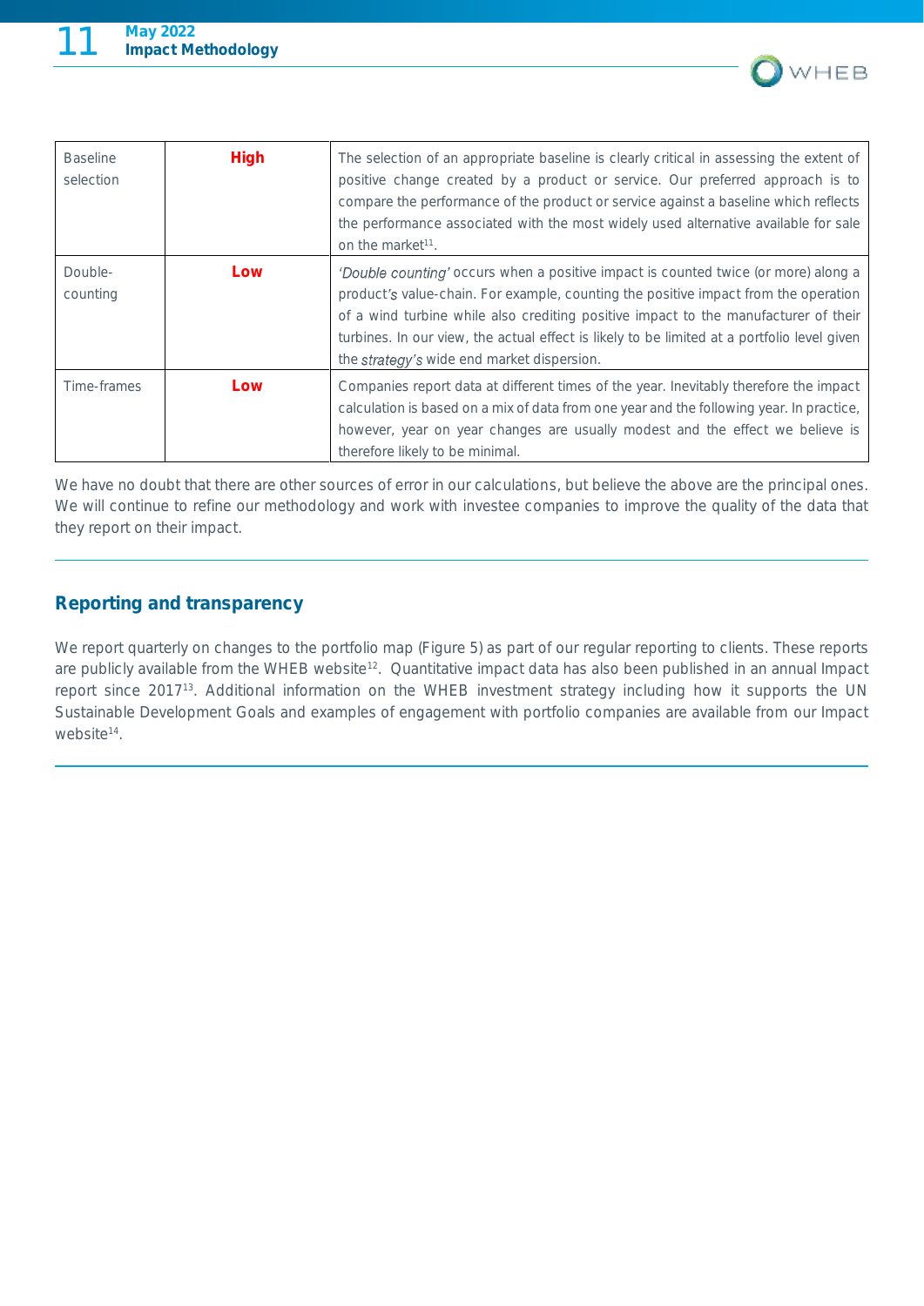| Baseline selection | **High** | The selection of an appropriate baseline is clearly critical in assessing the extent of positive change created by a product or service. Our preferred approach is to compare the performance of the product or service against a baseline which reflects the performance associated with the most widely used alternative available for sale on the market[11]. |
|---|---|---|
| Double-counting | **Low** | *'Double counting'* occurs when a positive impact is counted twice (or more) along a product's value-chain. For example, counting the positive impact from the operation of a wind turbine while also crediting positive impact to the manufacturer of their turbines. In our view, the actual effect is likely to be limited at a portfolio level given the *strategy's* wide end market dispersion. |
| Time-frames | **Low** | Companies report data at different times of the year. Inevitably therefore the impact calculation is based on a mix of data from one year and the following year. In practice, however, year on year changes are usually modest and the effect we believe is therefore likely to be minimal. |

We have no doubt that there are other sources of error in our calculations, but believe the above are the principal ones. We will continue to refine our methodology and work with investee companies to improve the quality of the data that they report on their impact.

## Reporting and transparency

We report quarterly on changes to the portfolio map (Figure 5) as part of our regular reporting to clients. These reports are publicly available from the WHEB website[12]. Quantitative impact data has also been published in an annual Impact report since 2017[13]. Additional information on the WHEB investment strategy including how it supports the UN Sustainable Development Goals and examples of engagement with portfolio companies are available from our Impact website[14].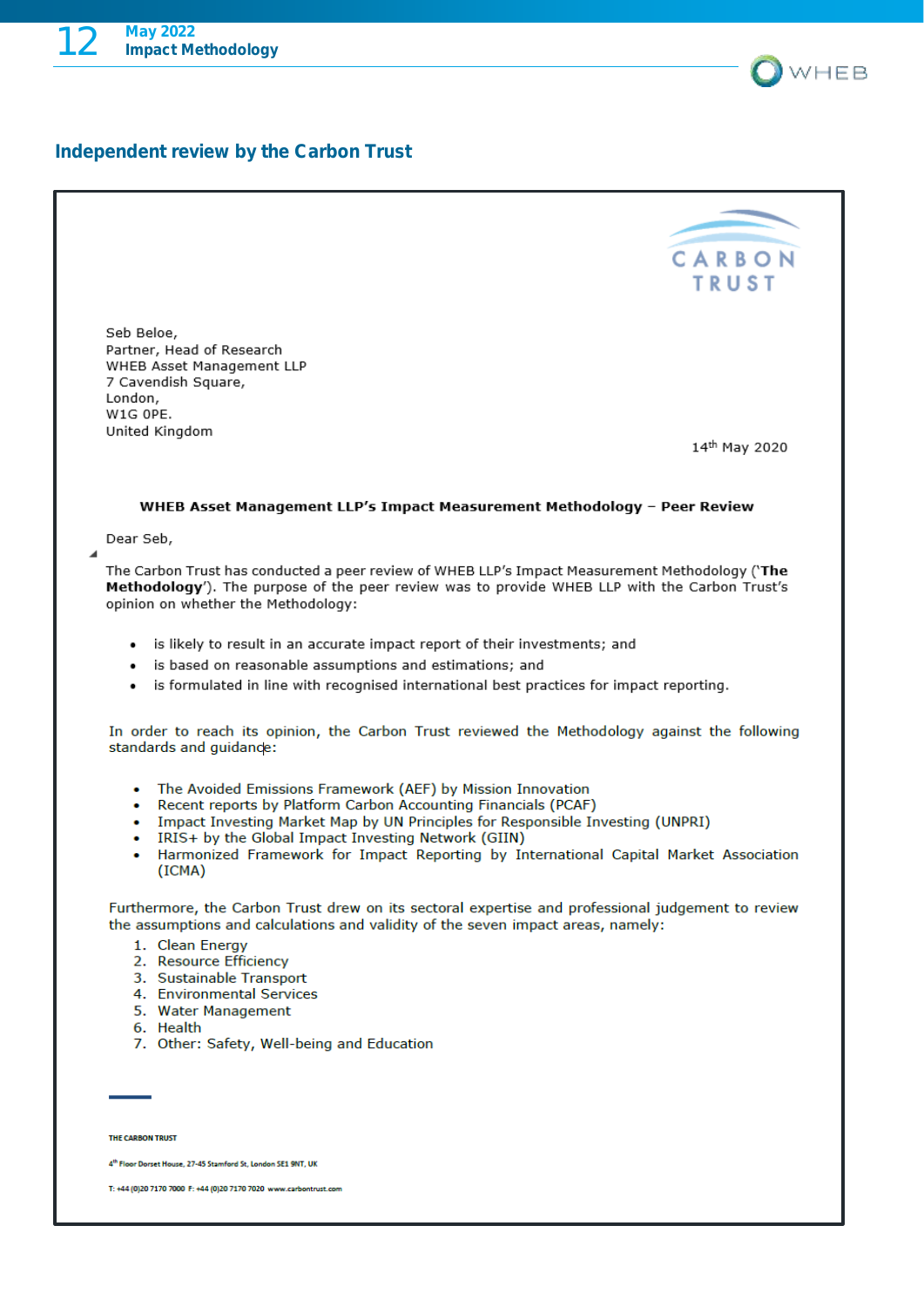## Independent review by the Carbon Trust

CARBON TRUST

Seb Beloe,
Partner, Head of Research
WHEB Asset Management LLP
7 Cavendish Square,
London,
W1G 0PE.
United Kingdom

14th May 2020

**WHEB Asset Management LLP's Impact Measurement Methodology – Peer Review**

Dear Seb,

The Carbon Trust has conducted a peer review of WHEB LLP's Impact Measurement Methodology ('**The Methodology**'). The purpose of the peer review was to provide WHEB LLP with the Carbon Trust's opinion on whether the Methodology:

- is likely to result in an accurate impact report of their investments; and
- is based on reasonable assumptions and estimations; and
- is formulated in line with recognised international best practices for impact reporting.

In order to reach its opinion, the Carbon Trust reviewed the Methodology against the following standards and guidance:

- The Avoided Emissions Framework (AEF) by Mission Innovation
- Recent reports by Platform Carbon Accounting Financials (PCAF)
- Impact Investing Market Map by UN Principles for Responsible Investing (UNPRI)
- IRIS+ by the Global Impact Investing Network (GIIN)
- Harmonized Framework for Impact Reporting by International Capital Market Association (ICMA)

Furthermore, the Carbon Trust drew on its sectoral expertise and professional judgement to review the assumptions and calculations and validity of the seven impact areas, namely:

1. Clean Energy
2. Resource Efficiency
3. Sustainable Transport
4. Environmental Services
5. Water Management
6. Health
7. Other: Safety, Well-being and Education

THE CARBON TRUST

4th Floor Dorset House, 27-45 Stamford St, London SE1 9NT, UK

T: +44 (0)20 7170 7000 F: +44 (0)20 7170 7020 www.carbontrust.com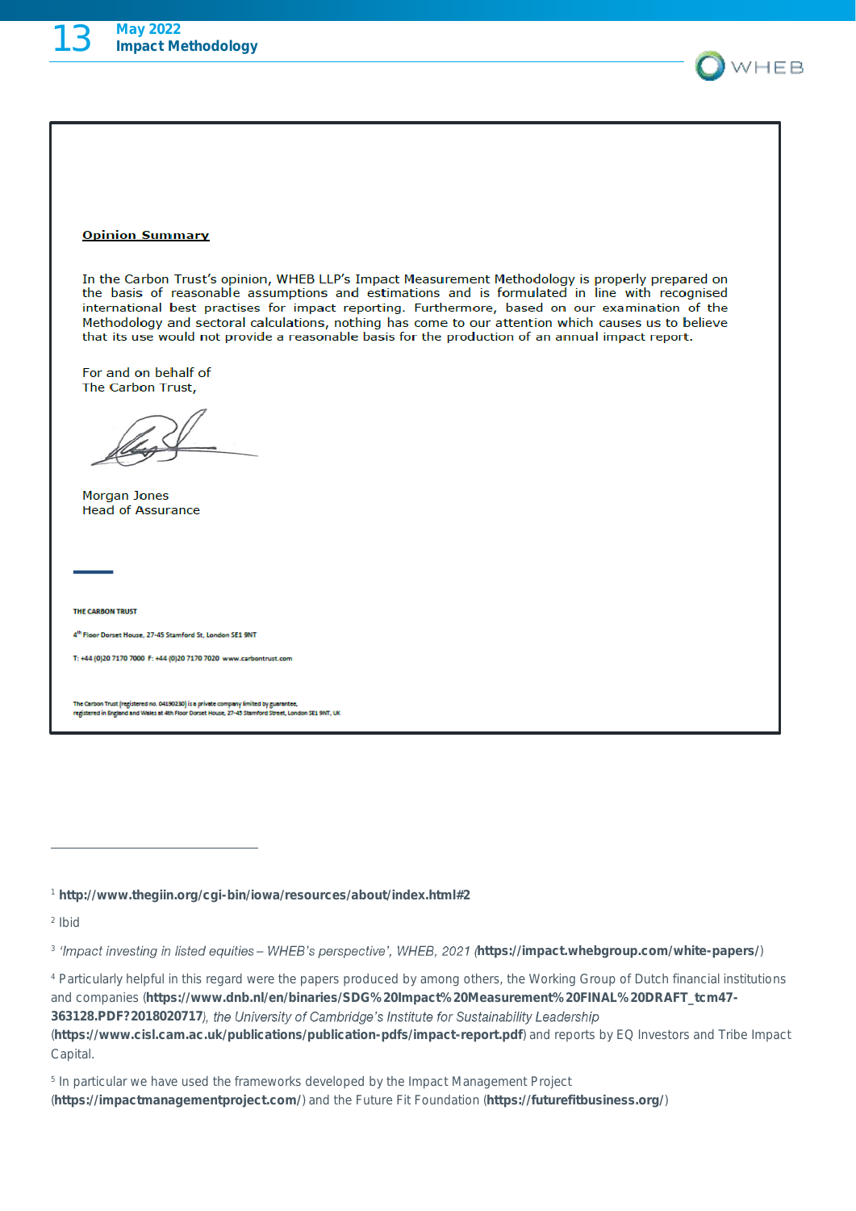**Opinion Summary**

In the Carbon Trust's opinion, WHEB LLP's Impact Measurement Methodology is properly prepared on the basis of reasonable assumptions and estimations and is formulated in line with recognised international best practises for impact reporting. Furthermore, based on our examination of the Methodology and sectoral calculations, nothing has come to our attention which causes us to believe that its use would not provide a reasonable basis for the production of an annual impact report.

For and on behalf of
The Carbon Trust,

Morgan Jones
Head of Assurance

THE CARBON TRUST

4th Floor Dorset House, 27-45 Stamford St, London SE1 9NT

T: +44 (0)20 7170 7000 F: +44 (0)20 7170 7020 www.carbontrust.com

The Carbon Trust (registered no. 04190230) is a private company limited by guarantee, registered in England and Wales at 4th Floor Dorset House, 27-45 Stamford Street, London SE1 9NT, UK

---

[1] **http://www.thegiin.org/cgi-bin/iowa/resources/about/index.html#2**

[2] Ibid

[3] *'Impact investing in listed equities – WHEB's perspective', WHEB, 2021* (**https://impact.whebgroup.com/white-papers/**)

[4] Particularly helpful in this regard were the papers produced by among others, the Working Group of Dutch financial institutions and companies (**https://www.dnb.nl/en/binaries/SDG%20Impact%20Measurement%20FINAL%20DRAFT_tcm47-363128.PDF?2018020717**), *the University of Cambridge's Institute for Sustainability Leadership* (**https://www.cisl.cam.ac.uk/publications/publication-pdfs/impact-report.pdf**) and reports by EQ Investors and Tribe Impact Capital.

[5] In particular we have used the frameworks developed by the Impact Management Project (**https://impactmanagementproject.com/**) and the Future Fit Foundation (**https://futurefitbusiness.org/**)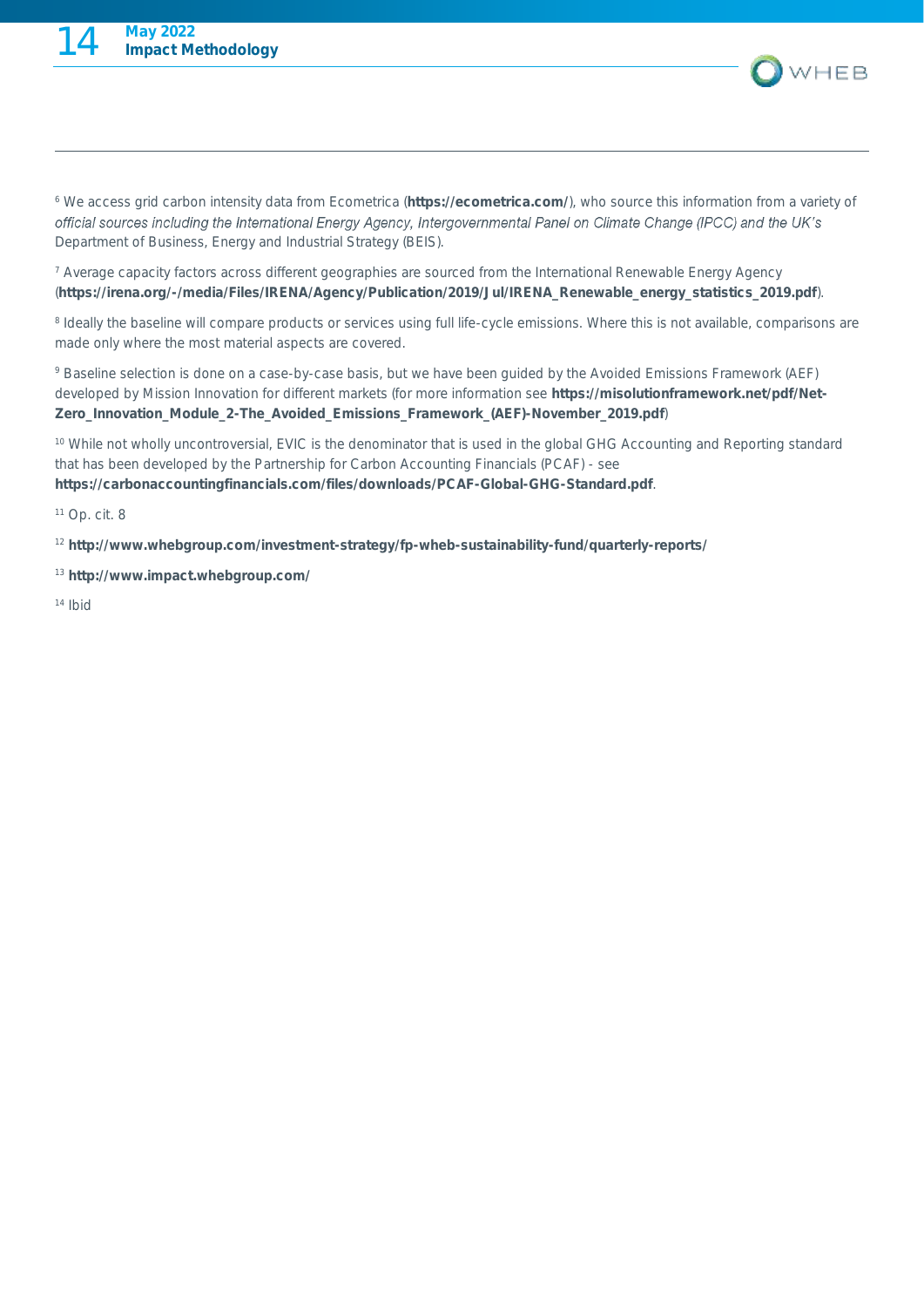[6] We access grid carbon intensity data from Ecometrica (**https://ecometrica.com/**), who source this information from a variety of official sources including the International Energy Agency, Intergovernmental Panel on Climate Change (IPCC) and the UK's Department of Business, Energy and Industrial Strategy (BEIS).

[7] Average capacity factors across different geographies are sourced from the International Renewable Energy Agency (**https://irena.org/-/media/Files/IRENA/Agency/Publication/2019/Jul/IRENA_Renewable_energy_statistics_2019.pdf**).

[8] Ideally the baseline will compare products or services using full life-cycle emissions. Where this is not available, comparisons are made only where the most material aspects are covered.

[9] Baseline selection is done on a case-by-case basis, but we have been guided by the Avoided Emissions Framework (AEF) developed by Mission Innovation for different markets (for more information see **https://misolutionframework.net/pdf/Net-Zero_Innovation_Module_2-The_Avoided_Emissions_Framework_(AEF)-November_2019.pdf**)

[10] While not wholly uncontroversial, EVIC is the denominator that is used in the global GHG Accounting and Reporting standard that has been developed by the Partnership for Carbon Accounting Financials (PCAF) - see **https://carbonaccountingfinancials.com/files/downloads/PCAF-Global-GHG-Standard.pdf**.

[11] Op. cit. 8

[12] **http://www.whebgroup.com/investment-strategy/fp-wheb-sustainability-fund/quarterly-reports/**

[13] **http://www.impact.whebgroup.com/**

[14] Ibid